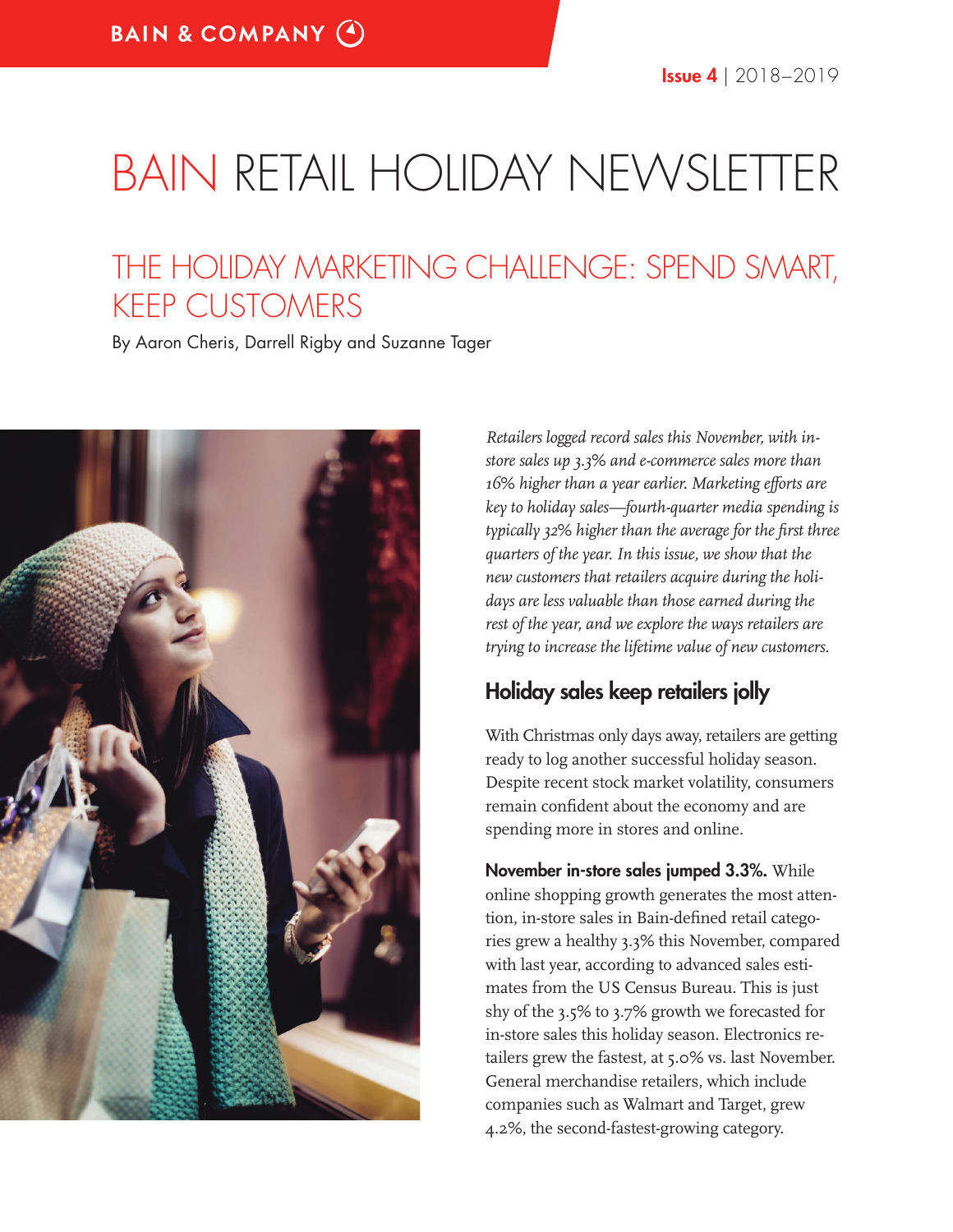BAIN & COMPANY

**Issue 4** | 2018–2019

# BAIN RETAIL HOLIDAY NEWSLETTER

## THE HOLIDAY MARKETING CHALLENGE: SPEND SMART, KEEP CUSTOMERS

By Aaron Cheris, Darrell Rigby and Suzanne Tager

*Retailers logged record sales this November, with in-store sales up 3.3% and e-commerce sales more than 16% higher than a year earlier. Marketing efforts are key to holiday sales—fourth-quarter media spending is typically 32% higher than the average for the first three quarters of the year. In this issue, we show that the new customers that retailers acquire during the holidays are less valuable than those earned during the rest of the year, and we explore the ways retailers are trying to increase the lifetime value of new customers.*

### Holiday sales keep retailers jolly

With Christmas only days away, retailers are getting ready to log another successful holiday season. Despite recent stock market volatility, consumers remain confident about the economy and are spending more in stores and online.

**November in-store sales jumped 3.3%.** While online shopping growth generates the most attention, in-store sales in Bain-defined retail categories grew a healthy 3.3% this November, compared with last year, according to advanced sales estimates from the US Census Bureau. This is just shy of the 3.5% to 3.7% growth we forecasted for in-store sales this holiday season. Electronics retailers grew the fastest, at 5.0% vs. last November. General merchandise retailers, which include companies such as Walmart and Target, grew 4.2%, the second-fastest-growing category.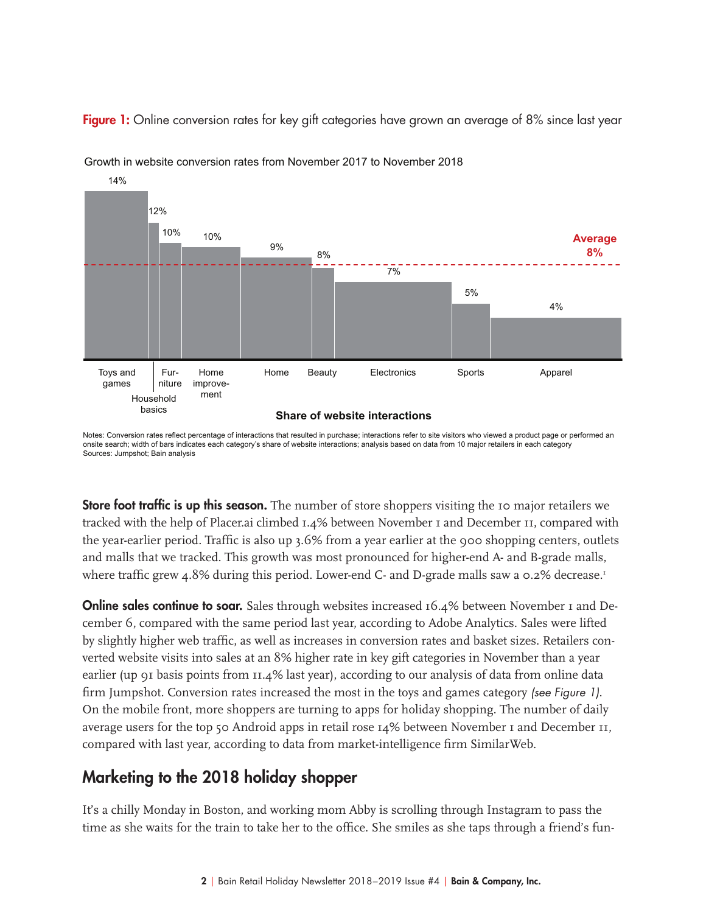**Figure 1:** Online conversion rates for key gift categories have grown an average of 8% since last year

Growth in website conversion rates from November 2017 to November 2018

| Category | Growth |
| --- | --- |
| Toys and games | 14% |
| Household basics | 12% |
| Furniture | 10% |
| Home improvement | 10% |
| Home | 9% |
| Beauty | 8% |
| Electronics | 7% |
| Sports | 5% |
| Apparel | 4% |
| Average | 8% |

**Share of website interactions**

Notes: Conversion rates reflect percentage of interactions that resulted in purchase; interactions refer to site visitors who viewed a product page or performed an onsite search; width of bars indicates each category's share of website interactions; analysis based on data from 10 major retailers in each category
Sources: Jumpshot; Bain analysis

**Store foot traffic is up this season.** The number of store shoppers visiting the 10 major retailers we tracked with the help of Placer.ai climbed 1.4% between November 1 and December 11, compared with the year-earlier period. Traffic is also up 3.6% from a year earlier at the 900 shopping centers, outlets and malls that we tracked. This growth was most pronounced for higher-end A- and B-grade malls, where traffic grew 4.8% during this period. Lower-end C- and D-grade malls saw a 0.2% decrease.[1]

**Online sales continue to soar.** Sales through websites increased 16.4% between November 1 and December 6, compared with the same period last year, according to Adobe Analytics. Sales were lifted by slightly higher web traffic, as well as increases in conversion rates and basket sizes. Retailers converted website visits into sales at an 8% higher rate in key gift categories in November than a year earlier (up 91 basis points from 11.4% last year), according to our analysis of data from online data firm Jumpshot. Conversion rates increased the most in the toys and games category *(see Figure 1)*. On the mobile front, more shoppers are turning to apps for holiday shopping. The number of daily average users for the top 50 Android apps in retail rose 14% between November 1 and December 11, compared with last year, according to data from market-intelligence firm SimilarWeb.

## Marketing to the 2018 holiday shopper

It's a chilly Monday in Boston, and working mom Abby is scrolling through Instagram to pass the time as she waits for the train to take her to the office. She smiles as she taps through a friend's fun-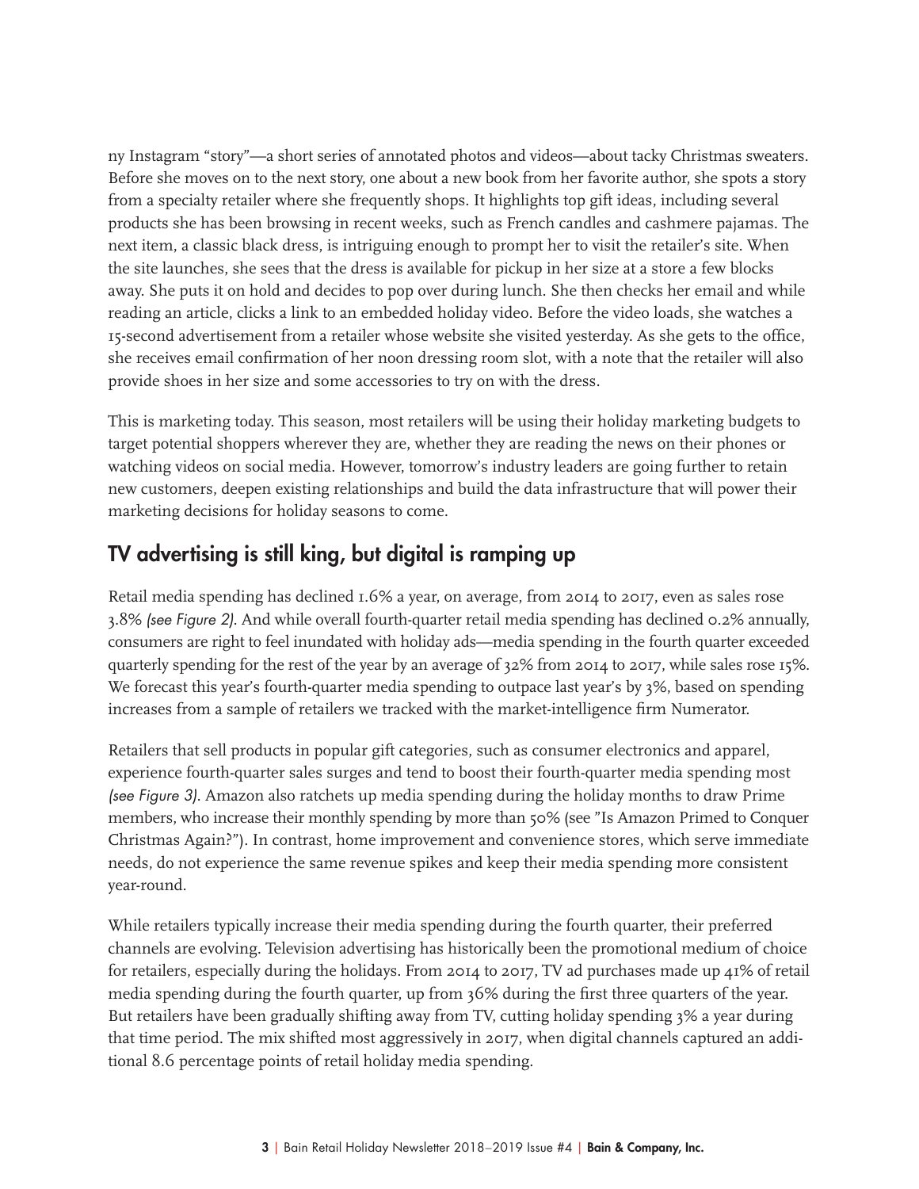ny Instagram "story"—a short series of annotated photos and videos—about tacky Christmas sweaters. Before she moves on to the next story, one about a new book from her favorite author, she spots a story from a specialty retailer where she frequently shops. It highlights top gift ideas, including several products she has been browsing in recent weeks, such as French candles and cashmere pajamas. The next item, a classic black dress, is intriguing enough to prompt her to visit the retailer's site. When the site launches, she sees that the dress is available for pickup in her size at a store a few blocks away. She puts it on hold and decides to pop over during lunch. She then checks her email and while reading an article, clicks a link to an embedded holiday video. Before the video loads, she watches a 15-second advertisement from a retailer whose website she visited yesterday. As she gets to the office, she receives email confirmation of her noon dressing room slot, with a note that the retailer will also provide shoes in her size and some accessories to try on with the dress.

This is marketing today. This season, most retailers will be using their holiday marketing budgets to target potential shoppers wherever they are, whether they are reading the news on their phones or watching videos on social media. However, tomorrow's industry leaders are going further to retain new customers, deepen existing relationships and build the data infrastructure that will power their marketing decisions for holiday seasons to come.

## TV advertising is still king, but digital is ramping up

Retail media spending has declined 1.6% a year, on average, from 2014 to 2017, even as sales rose 3.8% *(see Figure 2)*. And while overall fourth-quarter retail media spending has declined 0.2% annually, consumers are right to feel inundated with holiday ads—media spending in the fourth quarter exceeded quarterly spending for the rest of the year by an average of 32% from 2014 to 2017, while sales rose 15%. We forecast this year's fourth-quarter media spending to outpace last year's by 3%, based on spending increases from a sample of retailers we tracked with the market-intelligence firm Numerator.

Retailers that sell products in popular gift categories, such as consumer electronics and apparel, experience fourth-quarter sales surges and tend to boost their fourth-quarter media spending most *(see Figure 3)*. Amazon also ratchets up media spending during the holiday months to draw Prime members, who increase their monthly spending by more than 50% (see "Is Amazon Primed to Conquer Christmas Again?"). In contrast, home improvement and convenience stores, which serve immediate needs, do not experience the same revenue spikes and keep their media spending more consistent year-round.

While retailers typically increase their media spending during the fourth quarter, their preferred channels are evolving. Television advertising has historically been the promotional medium of choice for retailers, especially during the holidays. From 2014 to 2017, TV ad purchases made up 41% of retail media spending during the fourth quarter, up from 36% during the first three quarters of the year. But retailers have been gradually shifting away from TV, cutting holiday spending 3% a year during that time period. The mix shifted most aggressively in 2017, when digital channels captured an additional 8.6 percentage points of retail holiday media spending.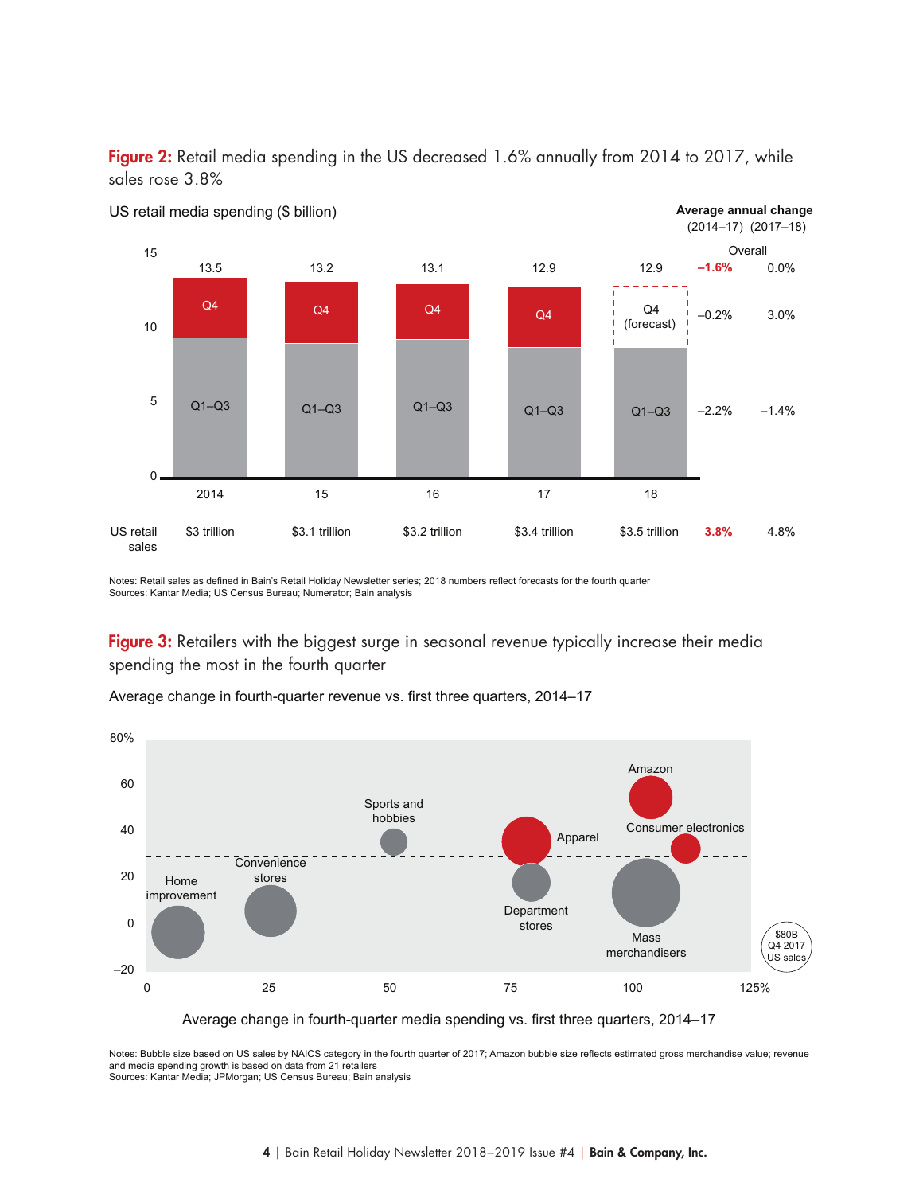**Figure 2:** Retail media spending in the US decreased 1.6% annually from 2014 to 2017, while sales rose 3.8%

US retail media spending ($ billion)

| | 2014 | 15 | 16 | 17 | 18 | Average annual change (2014–17) | Average annual change (2017–18) |
|---|---|---|---|---|---|---|---|
| Overall | 13.5 | 13.2 | 13.1 | 12.9 | 12.9 | –1.6% | 0.0% |
| Q4 | | | | | (forecast) | –0.2% | 3.0% |
| Q1–Q3 | | | | | | –2.2% | –1.4% |
| US retail sales | $3 trillion | $3.1 trillion | $3.2 trillion | $3.4 trillion | $3.5 trillion | 3.8% | 4.8% |

Notes: Retail sales as defined in Bain's Retail Holiday Newsletter series; 2018 numbers reflect forecasts for the fourth quarter
Sources: Kantar Media; US Census Bureau; Numerator; Bain analysis

**Figure 3:** Retailers with the biggest surge in seasonal revenue typically increase their media spending the most in the fourth quarter

Average change in fourth-quarter revenue vs. first three quarters, 2014–17

Average change in fourth-quarter media spending vs. first three quarters, 2014–17

Categories shown: Home improvement, Convenience stores, Sports and hobbies, Apparel, Department stores, Amazon, Consumer electronics, Mass merchandisers ($80B Q4 2017 US sales)

Notes: Bubble size based on US sales by NAICS category in the fourth quarter of 2017; Amazon bubble size reflects estimated gross merchandise value; revenue and media spending growth is based on data from 21 retailers
Sources: Kantar Media; JPMorgan; US Census Bureau; Bain analysis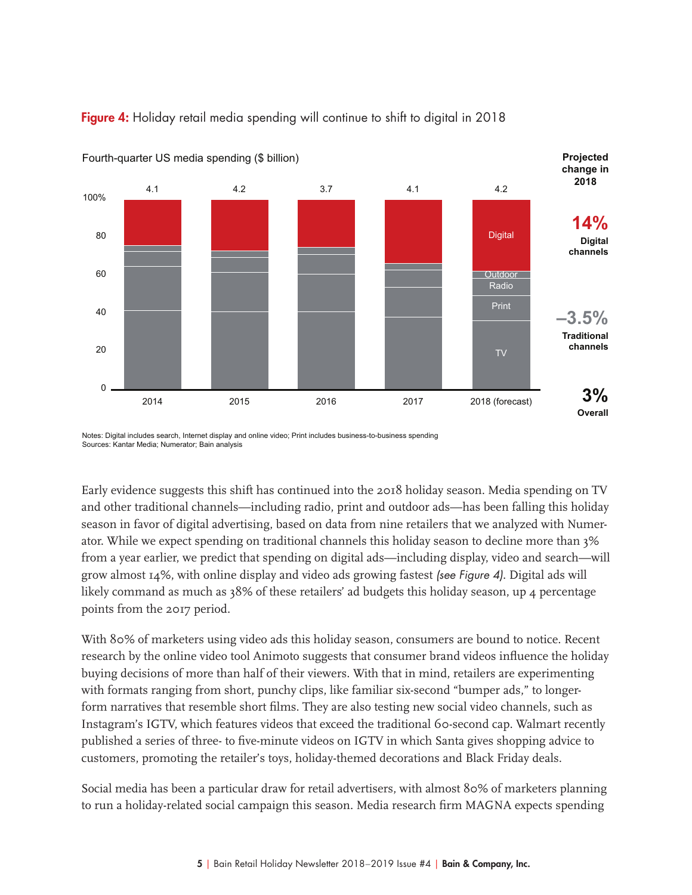**Figure 4:** Holiday retail media spending will continue to shift to digital in 2018

Fourth-quarter US media spending ($ billion)

| | 2014 | 2015 | 2016 | 2017 | 2018 (forecast) |
|---|---|---|---|---|---|
| Total ($ billion) | 4.1 | 4.2 | 3.7 | 4.1 | 4.2 |

Segments: Digital, Outdoor, Radio, Print, TV

Projected change in 2018: **14%** Digital channels; **–3.5%** Traditional channels; **3%** Overall

Notes: Digital includes search, Internet display and online video; Print includes business-to-business spending
Sources: Kantar Media; Numerator; Bain analysis

Early evidence suggests this shift has continued into the 2018 holiday season. Media spending on TV and other traditional channels—including radio, print and outdoor ads—has been falling this holiday season in favor of digital advertising, based on data from nine retailers that we analyzed with Numerator. While we expect spending on traditional channels this holiday season to decline more than 3% from a year earlier, we predict that spending on digital ads—including display, video and search—will grow almost 14%, with online display and video ads growing fastest *(see Figure 4)*. Digital ads will likely command as much as 38% of these retailers' ad budgets this holiday season, up 4 percentage points from the 2017 period.

With 80% of marketers using video ads this holiday season, consumers are bound to notice. Recent research by the online video tool Animoto suggests that consumer brand videos influence the holiday buying decisions of more than half of their viewers. With that in mind, retailers are experimenting with formats ranging from short, punchy clips, like familiar six-second "bumper ads," to longer-form narratives that resemble short films. They are also testing new social video channels, such as Instagram's IGTV, which features videos that exceed the traditional 60-second cap. Walmart recently published a series of three- to five-minute videos on IGTV in which Santa gives shopping advice to customers, promoting the retailer's toys, holiday-themed decorations and Black Friday deals.

Social media has been a particular draw for retail advertisers, with almost 80% of marketers planning to run a holiday-related social campaign this season. Media research firm MAGNA expects spending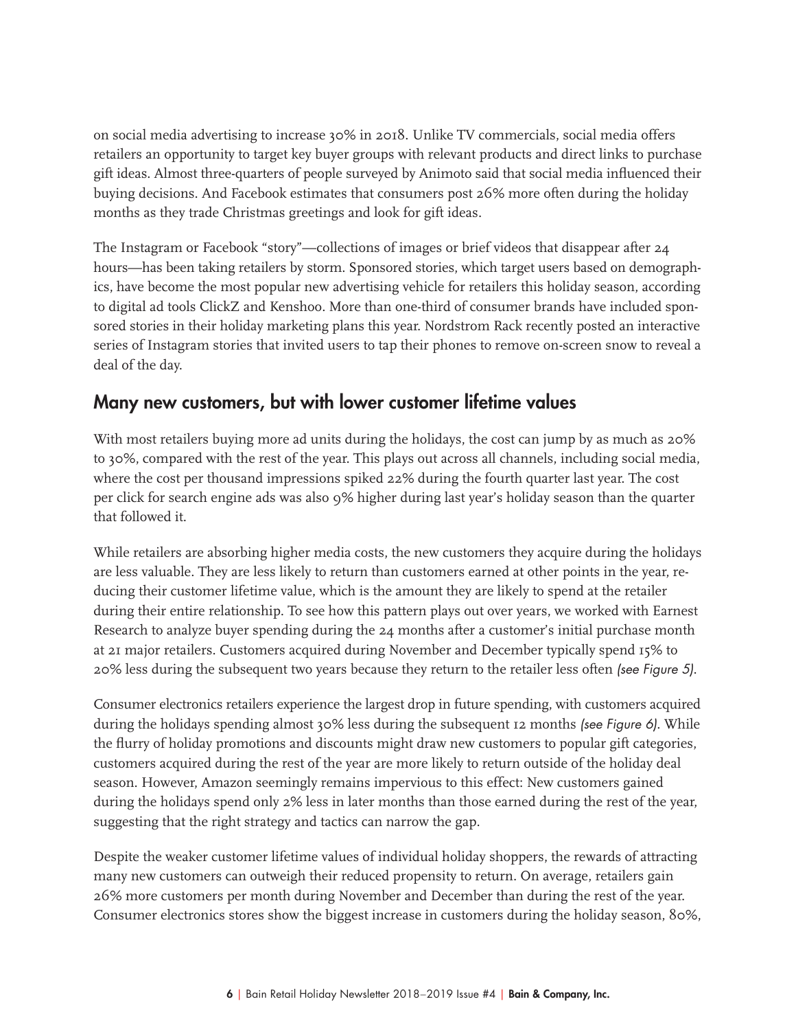on social media advertising to increase 30% in 2018. Unlike TV commercials, social media offers retailers an opportunity to target key buyer groups with relevant products and direct links to purchase gift ideas. Almost three-quarters of people surveyed by Animoto said that social media influenced their buying decisions. And Facebook estimates that consumers post 26% more often during the holiday months as they trade Christmas greetings and look for gift ideas.

The Instagram or Facebook "story"—collections of images or brief videos that disappear after 24 hours—has been taking retailers by storm. Sponsored stories, which target users based on demographics, have become the most popular new advertising vehicle for retailers this holiday season, according to digital ad tools ClickZ and Kenshoo. More than one-third of consumer brands have included sponsored stories in their holiday marketing plans this year. Nordstrom Rack recently posted an interactive series of Instagram stories that invited users to tap their phones to remove on-screen snow to reveal a deal of the day.

## Many new customers, but with lower customer lifetime values

With most retailers buying more ad units during the holidays, the cost can jump by as much as 20% to 30%, compared with the rest of the year. This plays out across all channels, including social media, where the cost per thousand impressions spiked 22% during the fourth quarter last year. The cost per click for search engine ads was also 9% higher during last year's holiday season than the quarter that followed it.

While retailers are absorbing higher media costs, the new customers they acquire during the holidays are less valuable. They are less likely to return than customers earned at other points in the year, reducing their customer lifetime value, which is the amount they are likely to spend at the retailer during their entire relationship. To see how this pattern plays out over years, we worked with Earnest Research to analyze buyer spending during the 24 months after a customer's initial purchase month at 21 major retailers. Customers acquired during November and December typically spend 15% to 20% less during the subsequent two years because they return to the retailer less often *(see Figure 5)*.

Consumer electronics retailers experience the largest drop in future spending, with customers acquired during the holidays spending almost 30% less during the subsequent 12 months *(see Figure 6)*. While the flurry of holiday promotions and discounts might draw new customers to popular gift categories, customers acquired during the rest of the year are more likely to return outside of the holiday deal season. However, Amazon seemingly remains impervious to this effect: New customers gained during the holidays spend only 2% less in later months than those earned during the rest of the year, suggesting that the right strategy and tactics can narrow the gap.

Despite the weaker customer lifetime values of individual holiday shoppers, the rewards of attracting many new customers can outweigh their reduced propensity to return. On average, retailers gain 26% more customers per month during November and December than during the rest of the year. Consumer electronics stores show the biggest increase in customers during the holiday season, 80%,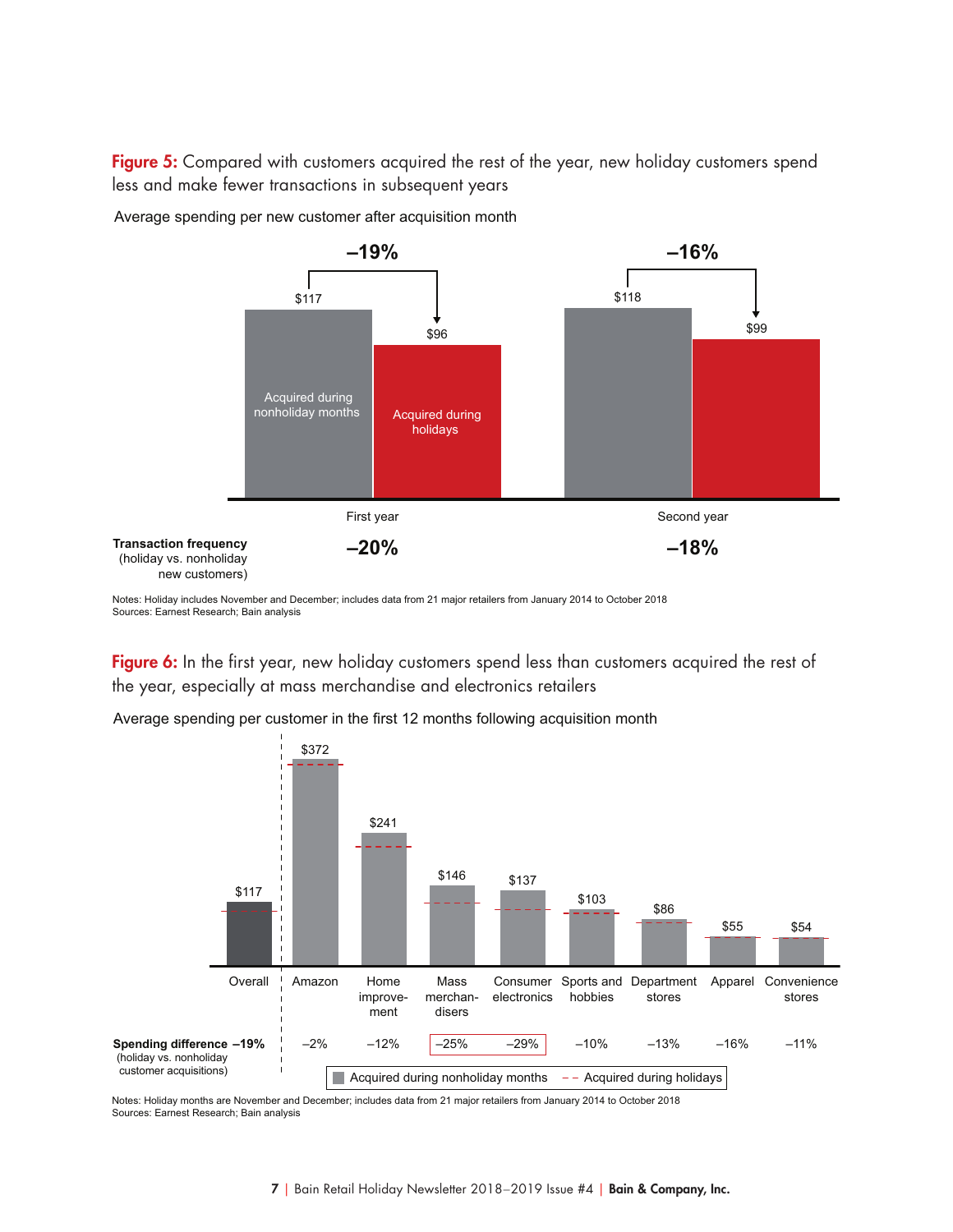**Figure 5:** Compared with customers acquired the rest of the year, new holiday customers spend less and make fewer transactions in subsequent years

Average spending per new customer after acquisition month

| | First year | Second year |
|---|---|---|
| Acquired during nonholiday months | $117 | $118 |
| Acquired during holidays | $96 | $99 |
| Difference | –19% | –16% |
| **Transaction frequency** (holiday vs. nonholiday new customers) | –20% | –18% |

Notes: Holiday includes November and December; includes data from 21 major retailers from January 2014 to October 2018
Sources: Earnest Research; Bain analysis

**Figure 6:** In the first year, new holiday customers spend less than customers acquired the rest of the year, especially at mass merchandise and electronics retailers

Average spending per customer in the first 12 months following acquisition month

| | Overall | Amazon | Home improvement | Mass merchandisers | Consumer electronics | Sports and hobbies | Department stores | Apparel | Convenience stores |
|---|---|---|---|---|---|---|---|---|---|
| Acquired during nonholiday months | $117 | $372 | $241 | $146 | $137 | $103 | $86 | $55 | $54 |
| **Spending difference** (holiday vs. nonholiday customer acquisitions) | –19% | –2% | –12% | –25% | –29% | –10% | –13% | –16% | –11% |

Acquired during nonholiday months — Acquired during holidays

Notes: Holiday months are November and December; includes data from 21 major retailers from January 2014 to October 2018
Sources: Earnest Research; Bain analysis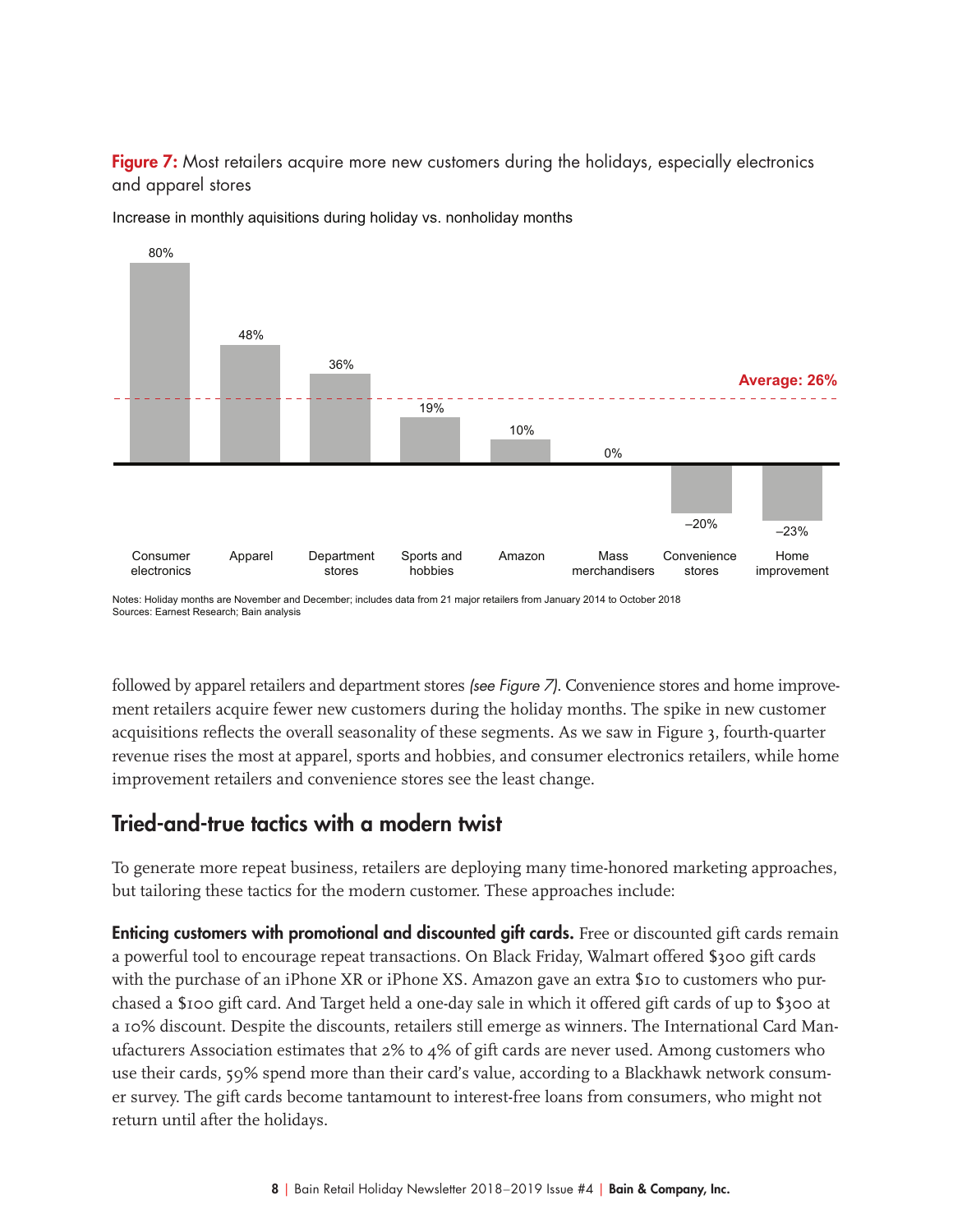**Figure 7:** Most retailers acquire more new customers during the holidays, especially electronics and apparel stores

Increase in monthly aquisitions during holiday vs. nonholiday months

| Segment | Increase |
|---|---|
| Consumer electronics | 80% |
| Apparel | 48% |
| Department stores | 36% |
| Sports and hobbies | 19% |
| Amazon | 10% |
| Mass merchandisers | 0% |
| Convenience stores | –20% |
| Home improvement | –23% |

Average: 26%

Notes: Holiday months are November and December; includes data from 21 major retailers from January 2014 to October 2018
Sources: Earnest Research; Bain analysis

followed by apparel retailers and department stores *(see Figure 7)*. Convenience stores and home improvement retailers acquire fewer new customers during the holiday months. The spike in new customer acquisitions reflects the overall seasonality of these segments. As we saw in Figure 3, fourth-quarter revenue rises the most at apparel, sports and hobbies, and consumer electronics retailers, while home improvement retailers and convenience stores see the least change.

## Tried-and-true tactics with a modern twist

To generate more repeat business, retailers are deploying many time-honored marketing approaches, but tailoring these tactics for the modern customer. These approaches include:

**Enticing customers with promotional and discounted gift cards.** Free or discounted gift cards remain a powerful tool to encourage repeat transactions. On Black Friday, Walmart offered $300 gift cards with the purchase of an iPhone XR or iPhone XS. Amazon gave an extra $10 to customers who purchased a $100 gift card. And Target held a one-day sale in which it offered gift cards of up to $300 at a 10% discount. Despite the discounts, retailers still emerge as winners. The International Card Manufacturers Association estimates that 2% to 4% of gift cards are never used. Among customers who use their cards, 59% spend more than their card's value, according to a Blackhawk network consumer survey. The gift cards become tantamount to interest-free loans from consumers, who might not return until after the holidays.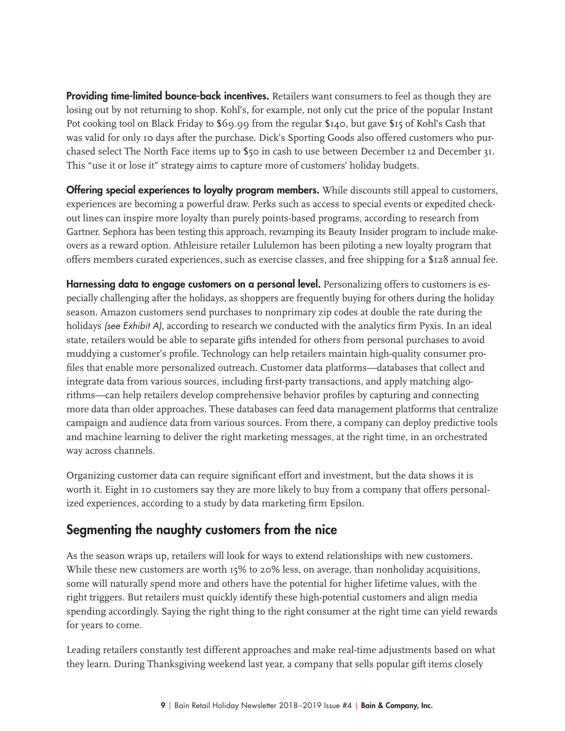**Providing time-limited bounce-back incentives.** Retailers want consumers to feel as though they are losing out by not returning to shop. Kohl's, for example, not only cut the price of the popular Instant Pot cooking tool on Black Friday to $69.99 from the regular $140, but gave $15 of Kohl's Cash that was valid for only 10 days after the purchase. Dick's Sporting Goods also offered customers who purchased select The North Face items up to $50 in cash to use between December 12 and December 31. This "use it or lose it" strategy aims to capture more of customers' holiday budgets.

**Offering special experiences to loyalty program members.** While discounts still appeal to customers, experiences are becoming a powerful draw. Perks such as access to special events or expedited checkout lines can inspire more loyalty than purely points-based programs, according to research from Gartner. Sephora has been testing this approach, revamping its Beauty Insider program to include makeovers as a reward option. Athleisure retailer Lululemon has been piloting a new loyalty program that offers members curated experiences, such as exercise classes, and free shipping for a $128 annual fee.

**Harnessing data to engage customers on a personal level.** Personalizing offers to customers is especially challenging after the holidays, as shoppers are frequently buying for others during the holiday season. Amazon customers send purchases to nonprimary zip codes at double the rate during the holidays *(see Exhibit A)*, according to research we conducted with the analytics firm Pyxis. In an ideal state, retailers would be able to separate gifts intended for others from personal purchases to avoid muddying a customer's profile. Technology can help retailers maintain high-quality consumer profiles that enable more personalized outreach. Customer data platforms—databases that collect and integrate data from various sources, including first-party transactions, and apply matching algorithms—can help retailers develop comprehensive behavior profiles by capturing and connecting more data than older approaches. These databases can feed data management platforms that centralize campaign and audience data from various sources. From there, a company can deploy predictive tools and machine learning to deliver the right marketing messages, at the right time, in an orchestrated way across channels.

Organizing customer data can require significant effort and investment, but the data shows it is worth it. Eight in 10 customers say they are more likely to buy from a company that offers personalized experiences, according to a study by data marketing firm Epsilon.

## Segmenting the naughty customers from the nice

As the season wraps up, retailers will look for ways to extend relationships with new customers. While these new customers are worth 15% to 20% less, on average, than nonholiday acquisitions, some will naturally spend more and others have the potential for higher lifetime values, with the right triggers. But retailers must quickly identify these high-potential customers and align media spending accordingly. Saying the right thing to the right consumer at the right time can yield rewards for years to come.

Leading retailers constantly test different approaches and make real-time adjustments based on what they learn. During Thanksgiving weekend last year, a company that sells popular gift items closely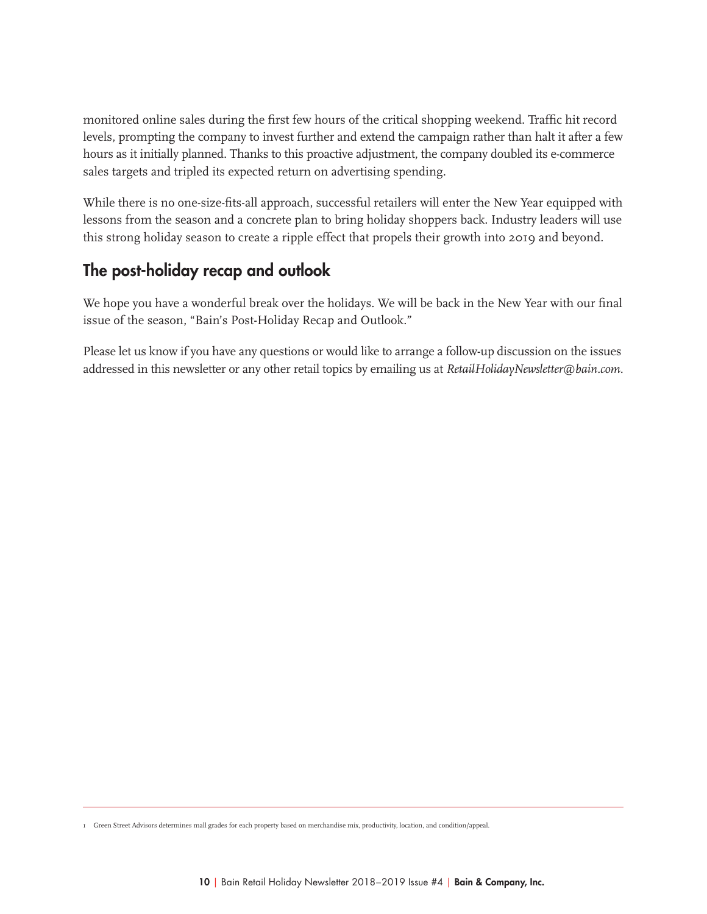monitored online sales during the first few hours of the critical shopping weekend. Traffic hit record levels, prompting the company to invest further and extend the campaign rather than halt it after a few hours as it initially planned. Thanks to this proactive adjustment, the company doubled its e-commerce sales targets and tripled its expected return on advertising spending.

While there is no one-size-fits-all approach, successful retailers will enter the New Year equipped with lessons from the season and a concrete plan to bring holiday shoppers back. Industry leaders will use this strong holiday season to create a ripple effect that propels their growth into 2019 and beyond.

## The post-holiday recap and outlook

We hope you have a wonderful break over the holidays. We will be back in the New Year with our final issue of the season, "Bain's Post-Holiday Recap and Outlook."

Please let us know if you have any questions or would like to arrange a follow-up discussion on the issues addressed in this newsletter or any other retail topics by emailing us at *RetailHolidayNewsletter@bain.com*.

---

1 Green Street Advisors determines mall grades for each property based on merchandise mix, productivity, location, and condition/appeal.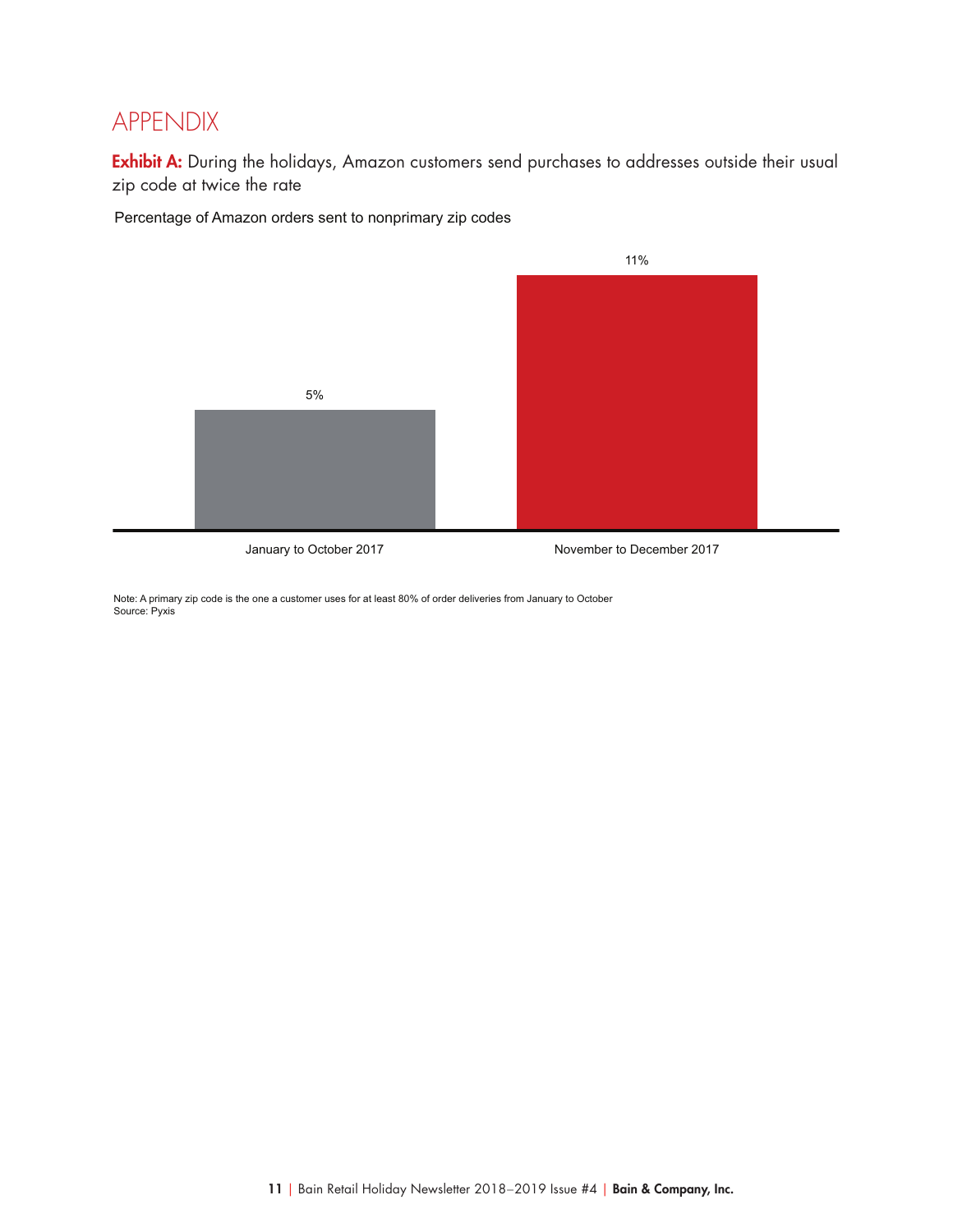# APPENDIX

**Exhibit A:** During the holidays, Amazon customers send purchases to addresses outside their usual zip code at twice the rate

Percentage of Amazon orders sent to nonprimary zip codes

| Period | Percentage |
|---|---|
| January to October 2017 | 5% |
| November to December 2017 | 11% |

Note: A primary zip code is the one a customer uses for at least 80% of order deliveries from January to October
Source: Pyxis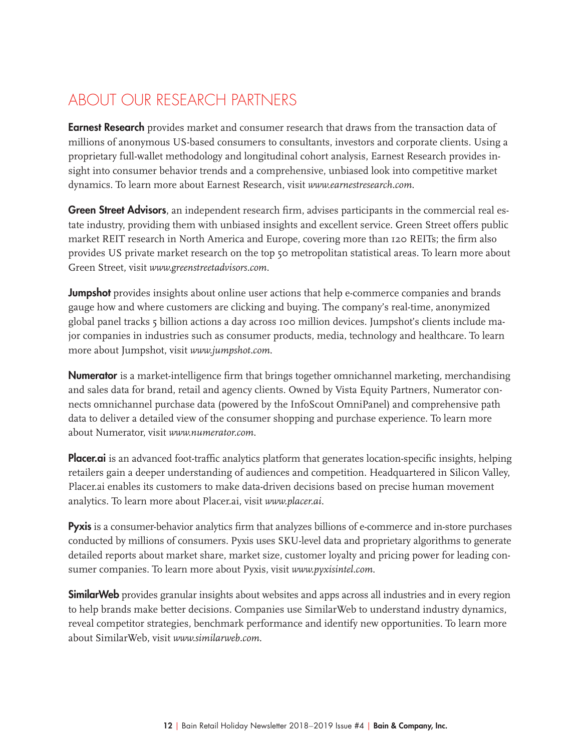# ABOUT OUR RESEARCH PARTNERS

**Earnest Research** provides market and consumer research that draws from the transaction data of millions of anonymous US-based consumers to consultants, investors and corporate clients. Using a proprietary full-wallet methodology and longitudinal cohort analysis, Earnest Research provides insight into consumer behavior trends and a comprehensive, unbiased look into competitive market dynamics. To learn more about Earnest Research, visit *www.earnestresearch.com*.

**Green Street Advisors**, an independent research firm, advises participants in the commercial real estate industry, providing them with unbiased insights and excellent service. Green Street offers public market REIT research in North America and Europe, covering more than 120 REITs; the firm also provides US private market research on the top 50 metropolitan statistical areas. To learn more about Green Street, visit *www.greenstreetadvisors.com*.

**Jumpshot** provides insights about online user actions that help e-commerce companies and brands gauge how and where customers are clicking and buying. The company's real-time, anonymized global panel tracks 5 billion actions a day across 100 million devices. Jumpshot's clients include major companies in industries such as consumer products, media, technology and healthcare. To learn more about Jumpshot, visit *www.jumpshot.com*.

**Numerator** is a market-intelligence firm that brings together omnichannel marketing, merchandising and sales data for brand, retail and agency clients. Owned by Vista Equity Partners, Numerator connects omnichannel purchase data (powered by the InfoScout OmniPanel) and comprehensive path data to deliver a detailed view of the consumer shopping and purchase experience. To learn more about Numerator, visit *www.numerator.com*.

**Placer.ai** is an advanced foot-traffic analytics platform that generates location-specific insights, helping retailers gain a deeper understanding of audiences and competition. Headquartered in Silicon Valley, Placer.ai enables its customers to make data-driven decisions based on precise human movement analytics. To learn more about Placer.ai, visit *www.placer.ai*.

**Pyxis** is a consumer-behavior analytics firm that analyzes billions of e-commerce and in-store purchases conducted by millions of consumers. Pyxis uses SKU-level data and proprietary algorithms to generate detailed reports about market share, market size, customer loyalty and pricing power for leading consumer companies. To learn more about Pyxis, visit *www.pyxisintel.com*.

**SimilarWeb** provides granular insights about websites and apps across all industries and in every region to help brands make better decisions. Companies use SimilarWeb to understand industry dynamics, reveal competitor strategies, benchmark performance and identify new opportunities. To learn more about SimilarWeb, visit *www.similarweb.com*.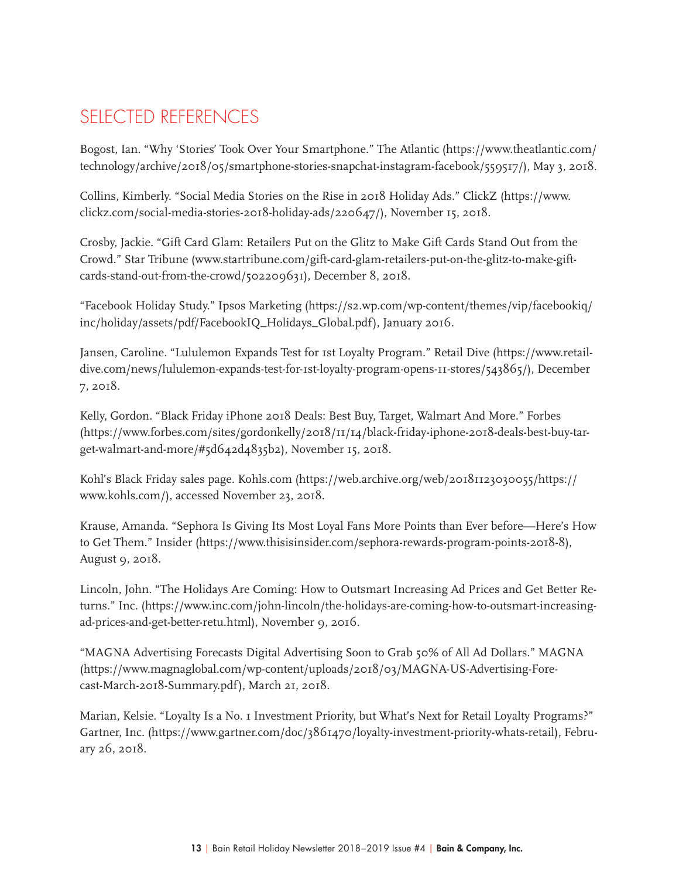## SELECTED REFERENCES

Bogost, Ian. "Why 'Stories' Took Over Your Smartphone." The Atlantic (https://www.theatlantic.com/technology/archive/2018/05/smartphone-stories-snapchat-instagram-facebook/559517/), May 3, 2018.

Collins, Kimberly. "Social Media Stories on the Rise in 2018 Holiday Ads." ClickZ (https://www.clickz.com/social-media-stories-2018-holiday-ads/220647/), November 15, 2018.

Crosby, Jackie. "Gift Card Glam: Retailers Put on the Glitz to Make Gift Cards Stand Out from the Crowd." Star Tribune (www.startribune.com/gift-card-glam-retailers-put-on-the-glitz-to-make-gift-cards-stand-out-from-the-crowd/502209631), December 8, 2018.

"Facebook Holiday Study." Ipsos Marketing (https://s2.wp.com/wp-content/themes/vip/facebookiq/inc/holiday/assets/pdf/FacebookIQ_Holidays_Global.pdf), January 2016.

Jansen, Caroline. "Lululemon Expands Test for 1st Loyalty Program." Retail Dive (https://www.retaildive.com/news/lululemon-expands-test-for-1st-loyalty-program-opens-11-stores/543865/), December 7, 2018.

Kelly, Gordon. "Black Friday iPhone 2018 Deals: Best Buy, Target, Walmart And More." Forbes (https://www.forbes.com/sites/gordonkelly/2018/11/14/black-friday-iphone-2018-deals-best-buy-target-walmart-and-more/#5d642d4835b2), November 15, 2018.

Kohl's Black Friday sales page. Kohls.com (https://web.archive.org/web/20181123030055/https://www.kohls.com/), accessed November 23, 2018.

Krause, Amanda. "Sephora Is Giving Its Most Loyal Fans More Points than Ever before—Here's How to Get Them." Insider (https://www.thisisinsider.com/sephora-rewards-program-points-2018-8), August 9, 2018.

Lincoln, John. "The Holidays Are Coming: How to Outsmart Increasing Ad Prices and Get Better Returns." Inc. (https://www.inc.com/john-lincoln/the-holidays-are-coming-how-to-outsmart-increasing-ad-prices-and-get-better-retu.html), November 9, 2016.

"MAGNA Advertising Forecasts Digital Advertising Soon to Grab 50% of All Ad Dollars." MAGNA (https://www.magnaglobal.com/wp-content/uploads/2018/03/MAGNA-US-Advertising-Forecast-March-2018-Summary.pdf), March 21, 2018.

Marian, Kelsie. "Loyalty Is a No. 1 Investment Priority, but What's Next for Retail Loyalty Programs?" Gartner, Inc. (https://www.gartner.com/doc/3861470/loyalty-investment-priority-whats-retail), February 26, 2018.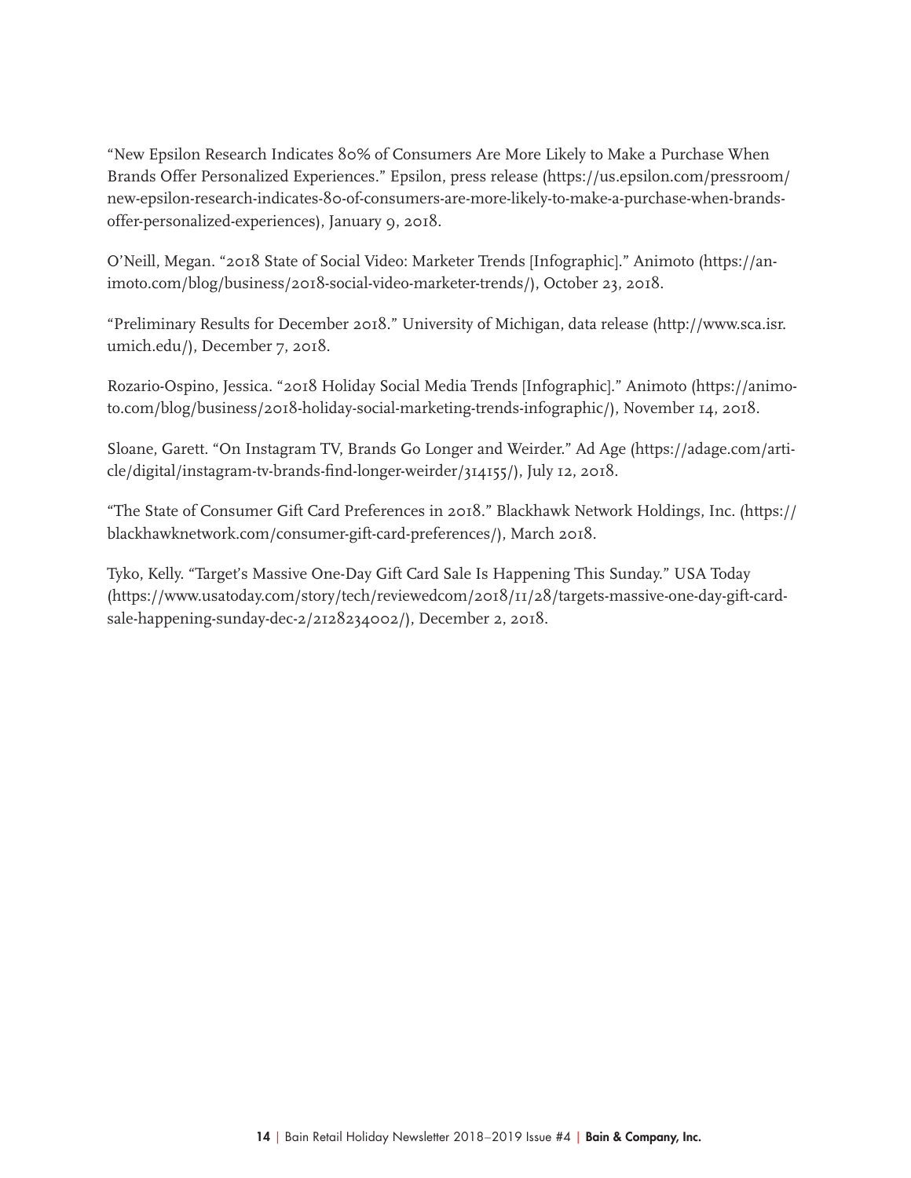"New Epsilon Research Indicates 80% of Consumers Are More Likely to Make a Purchase When Brands Offer Personalized Experiences." Epsilon, press release (https://us.epsilon.com/pressroom/new-epsilon-research-indicates-80-of-consumers-are-more-likely-to-make-a-purchase-when-brands-offer-personalized-experiences), January 9, 2018.

O'Neill, Megan. "2018 State of Social Video: Marketer Trends [Infographic]." Animoto (https://animoto.com/blog/business/2018-social-video-marketer-trends/), October 23, 2018.

"Preliminary Results for December 2018." University of Michigan, data release (http://www.sca.isr.umich.edu/), December 7, 2018.

Rozario-Ospino, Jessica. "2018 Holiday Social Media Trends [Infographic]." Animoto (https://animoto.com/blog/business/2018-holiday-social-marketing-trends-infographic/), November 14, 2018.

Sloane, Garett. "On Instagram TV, Brands Go Longer and Weirder." Ad Age (https://adage.com/article/digital/instagram-tv-brands-find-longer-weirder/314155/), July 12, 2018.

"The State of Consumer Gift Card Preferences in 2018." Blackhawk Network Holdings, Inc. (https://blackhawknetwork.com/consumer-gift-card-preferences/), March 2018.

Tyko, Kelly. "Target's Massive One-Day Gift Card Sale Is Happening This Sunday." USA Today (https://www.usatoday.com/story/tech/reviewedcom/2018/11/28/targets-massive-one-day-gift-card-sale-happening-sunday-dec-2/2128234002/), December 2, 2018.